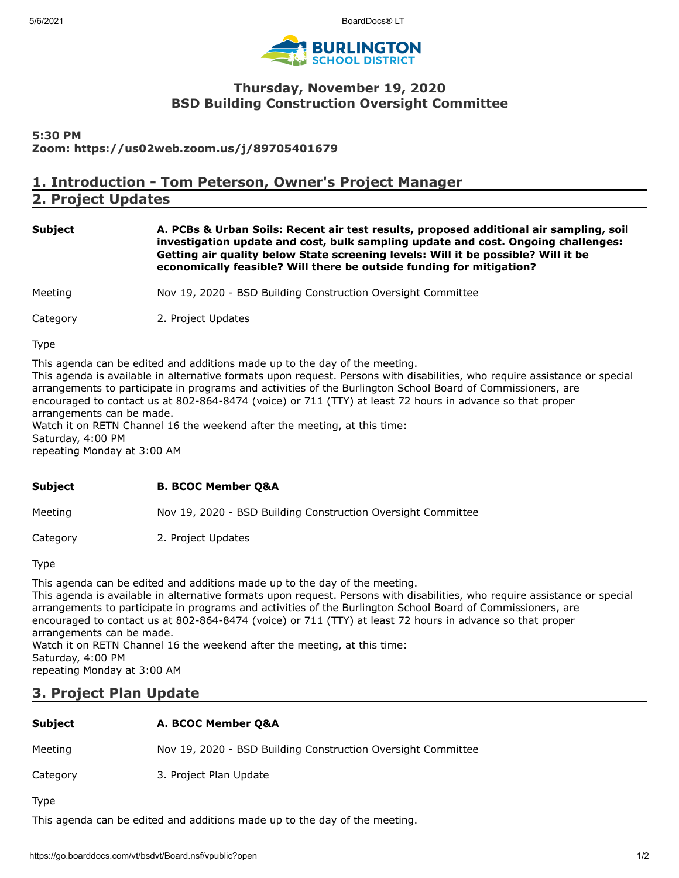# Thursday, November 19, 2020
# BSD Building Construction Oversight Committee

**5:30 PM**
**Zoom: https://us02web.zoom.us/j/89705401679**

## 1. Introduction - Tom Peterson, Owner's Project Manager

## 2. Project Updates

**Subject** **A. PCBs & Urban Soils: Recent air test results, proposed additional air sampling, soil investigation update and cost, bulk sampling update and cost. Ongoing challenges: Getting air quality below State screening levels: Will it be possible? Will it be economically feasible? Will there be outside funding for mitigation?**

Meeting Nov 19, 2020 - BSD Building Construction Oversight Committee

Category 2. Project Updates

Type

This agenda can be edited and additions made up to the day of the meeting.
This agenda is available in alternative formats upon request. Persons with disabilities, who require assistance or special arrangements to participate in programs and activities of the Burlington School Board of Commissioners, are encouraged to contact us at 802-864-8474 (voice) or 711 (TTY) at least 72 hours in advance so that proper arrangements can be made.
Watch it on RETN Channel 16 the weekend after the meeting, at this time:
Saturday, 4:00 PM
repeating Monday at 3:00 AM

**Subject** **B. BCOC Member Q&A**

Meeting Nov 19, 2020 - BSD Building Construction Oversight Committee

Category 2. Project Updates

Type

This agenda can be edited and additions made up to the day of the meeting.
This agenda is available in alternative formats upon request. Persons with disabilities, who require assistance or special arrangements to participate in programs and activities of the Burlington School Board of Commissioners, are encouraged to contact us at 802-864-8474 (voice) or 711 (TTY) at least 72 hours in advance so that proper arrangements can be made.
Watch it on RETN Channel 16 the weekend after the meeting, at this time:
Saturday, 4:00 PM
repeating Monday at 3:00 AM

## 3. Project Plan Update

**Subject** **A. BCOC Member Q&A**

Meeting Nov 19, 2020 - BSD Building Construction Oversight Committee

Category 3. Project Plan Update

Type

This agenda can be edited and additions made up to the day of the meeting.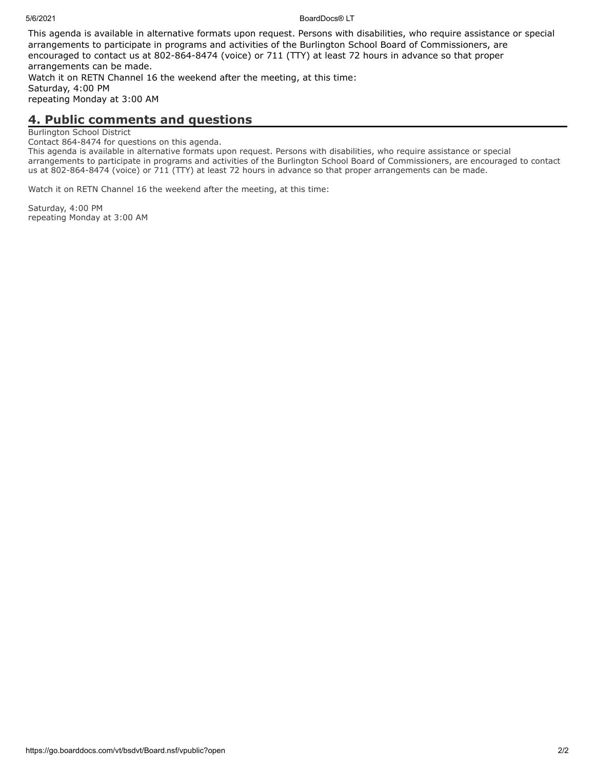This agenda is available in alternative formats upon request. Persons with disabilities, who require assistance or special arrangements to participate in programs and activities of the Burlington School Board of Commissioners, are encouraged to contact us at 802-864-8474 (voice) or 711 (TTY) at least 72 hours in advance so that proper arrangements can be made.

Watch it on RETN Channel 16 the weekend after the meeting, at this time:

Saturday, 4:00 PM

repeating Monday at 3:00 AM

## 4. Public comments and questions

Burlington School District

Contact 864-8474 for questions on this agenda.

This agenda is available in alternative formats upon request. Persons with disabilities, who require assistance or special arrangements to participate in programs and activities of the Burlington School Board of Commissioners, are encouraged to contact us at 802-864-8474 (voice) or 711 (TTY) at least 72 hours in advance so that proper arrangements can be made.

Watch it on RETN Channel 16 the weekend after the meeting, at this time:

Saturday, 4:00 PM

repeating Monday at 3:00 AM